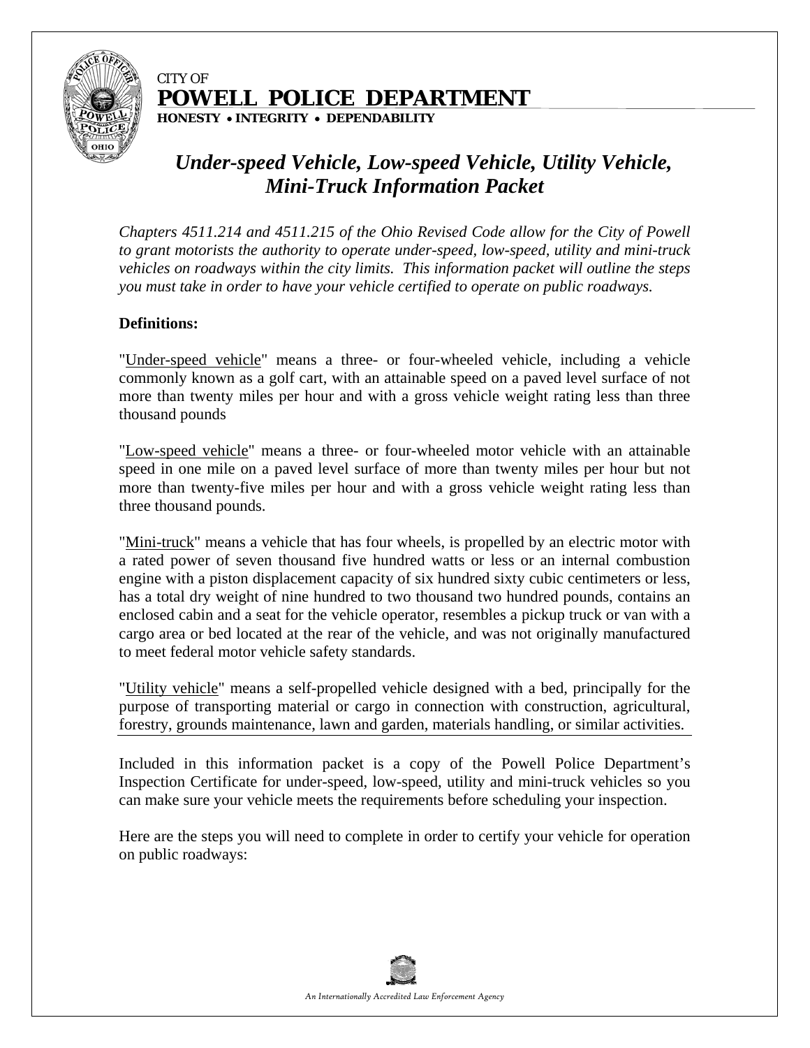CITY OF
**POWELL POLICE DEPARTMENT**
**HONESTY • INTEGRITY • DEPENDABILITY**

# *Under-speed Vehicle, Low-speed Vehicle, Utility Vehicle, Mini-Truck Information Packet*

*Chapters 4511.214 and 4511.215 of the Ohio Revised Code allow for the City of Powell to grant motorists the authority to operate under-speed, low-speed, utility and mini-truck vehicles on roadways within the city limits. This information packet will outline the steps you must take in order to have your vehicle certified to operate on public roadways.*

**Definitions:**

"Under-speed vehicle" means a three- or four-wheeled vehicle, including a vehicle commonly known as a golf cart, with an attainable speed on a paved level surface of not more than twenty miles per hour and with a gross vehicle weight rating less than three thousand pounds

"Low-speed vehicle" means a three- or four-wheeled motor vehicle with an attainable speed in one mile on a paved level surface of more than twenty miles per hour but not more than twenty-five miles per hour and with a gross vehicle weight rating less than three thousand pounds.

"Mini-truck" means a vehicle that has four wheels, is propelled by an electric motor with a rated power of seven thousand five hundred watts or less or an internal combustion engine with a piston displacement capacity of six hundred sixty cubic centimeters or less, has a total dry weight of nine hundred to two thousand two hundred pounds, contains an enclosed cabin and a seat for the vehicle operator, resembles a pickup truck or van with a cargo area or bed located at the rear of the vehicle, and was not originally manufactured to meet federal motor vehicle safety standards.

"Utility vehicle" means a self-propelled vehicle designed with a bed, principally for the purpose of transporting material or cargo in connection with construction, agricultural, forestry, grounds maintenance, lawn and garden, materials handling, or similar activities.

Included in this information packet is a copy of the Powell Police Department's Inspection Certificate for under-speed, low-speed, utility and mini-truck vehicles so you can make sure your vehicle meets the requirements before scheduling your inspection.

Here are the steps you will need to complete in order to certify your vehicle for operation on public roadways: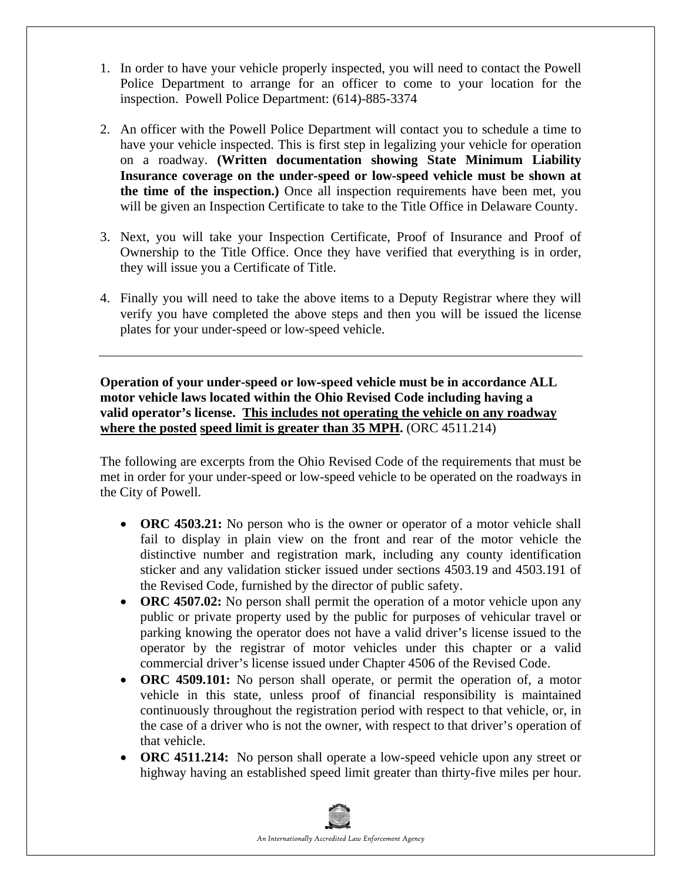1. In order to have your vehicle properly inspected, you will need to contact the Powell Police Department to arrange for an officer to come to your location for the inspection. Powell Police Department: (614)-885-3374

2. An officer with the Powell Police Department will contact you to schedule a time to have your vehicle inspected. This is first step in legalizing your vehicle for operation on a roadway. **(Written documentation showing State Minimum Liability Insurance coverage on the under-speed or low-speed vehicle must be shown at the time of the inspection.)** Once all inspection requirements have been met, you will be given an Inspection Certificate to take to the Title Office in Delaware County.

3. Next, you will take your Inspection Certificate, Proof of Insurance and Proof of Ownership to the Title Office. Once they have verified that everything is in order, they will issue you a Certificate of Title.

4. Finally you will need to take the above items to a Deputy Registrar where they will verify you have completed the above steps and then you will be issued the license plates for your under-speed or low-speed vehicle.

---

**Operation of your under-speed or low-speed vehicle must be in accordance ALL motor vehicle laws located within the Ohio Revised Code including having a valid operator's license. <u>This includes not operating the vehicle on any roadway where the posted</u> <u>speed limit is greater than 35 MPH</u>.** (ORC 4511.214)

The following are excerpts from the Ohio Revised Code of the requirements that must be met in order for your under-speed or low-speed vehicle to be operated on the roadways in the City of Powell.

- **ORC 4503.21:** No person who is the owner or operator of a motor vehicle shall fail to display in plain view on the front and rear of the motor vehicle the distinctive number and registration mark, including any county identification sticker and any validation sticker issued under sections 4503.19 and 4503.191 of the Revised Code, furnished by the director of public safety.
- **ORC 4507.02:** No person shall permit the operation of a motor vehicle upon any public or private property used by the public for purposes of vehicular travel or parking knowing the operator does not have a valid driver's license issued to the operator by the registrar of motor vehicles under this chapter or a valid commercial driver's license issued under Chapter 4506 of the Revised Code.
- **ORC 4509.101:** No person shall operate, or permit the operation of, a motor vehicle in this state, unless proof of financial responsibility is maintained continuously throughout the registration period with respect to that vehicle, or, in the case of a driver who is not the owner, with respect to that driver's operation of that vehicle.
- **ORC 4511.214:** No person shall operate a low-speed vehicle upon any street or highway having an established speed limit greater than thirty-five miles per hour.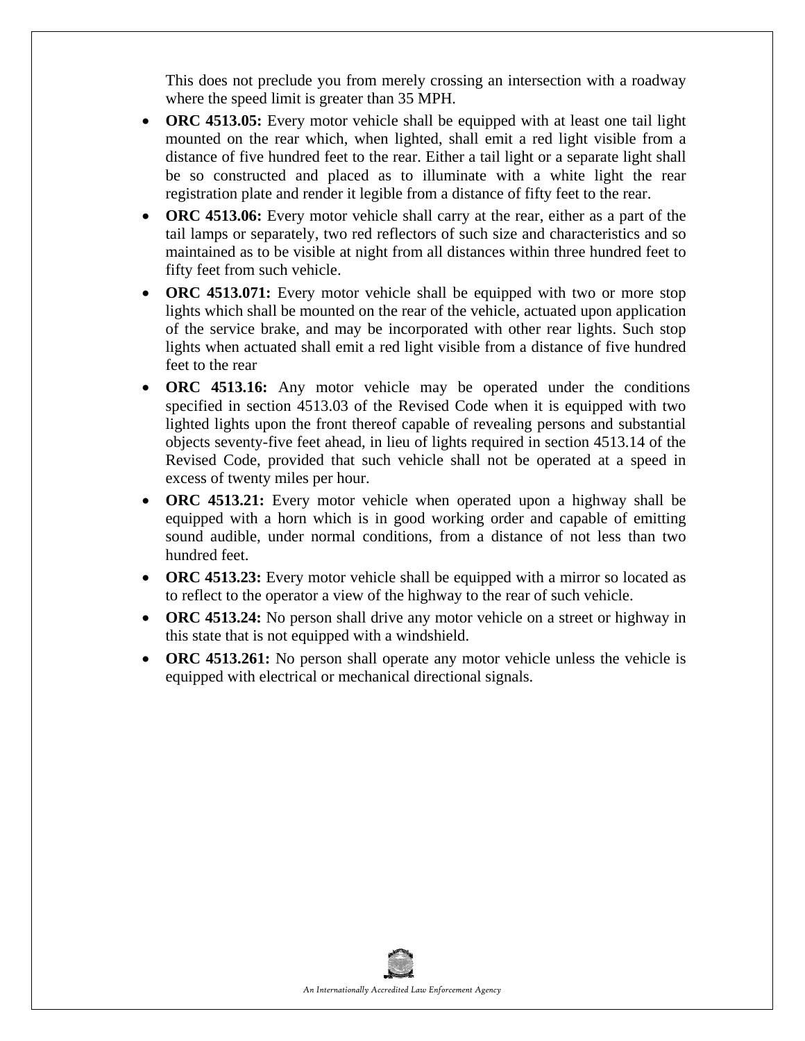This does not preclude you from merely crossing an intersection with a roadway where the speed limit is greater than 35 MPH.

- **ORC 4513.05:** Every motor vehicle shall be equipped with at least one tail light mounted on the rear which, when lighted, shall emit a red light visible from a distance of five hundred feet to the rear. Either a tail light or a separate light shall be so constructed and placed as to illuminate with a white light the rear registration plate and render it legible from a distance of fifty feet to the rear.
- **ORC 4513.06:** Every motor vehicle shall carry at the rear, either as a part of the tail lamps or separately, two red reflectors of such size and characteristics and so maintained as to be visible at night from all distances within three hundred feet to fifty feet from such vehicle.
- **ORC 4513.071:** Every motor vehicle shall be equipped with two or more stop lights which shall be mounted on the rear of the vehicle, actuated upon application of the service brake, and may be incorporated with other rear lights. Such stop lights when actuated shall emit a red light visible from a distance of five hundred feet to the rear
- **ORC 4513.16:** Any motor vehicle may be operated under the conditions specified in section 4513.03 of the Revised Code when it is equipped with two lighted lights upon the front thereof capable of revealing persons and substantial objects seventy-five feet ahead, in lieu of lights required in section 4513.14 of the Revised Code, provided that such vehicle shall not be operated at a speed in excess of twenty miles per hour.
- **ORC 4513.21:** Every motor vehicle when operated upon a highway shall be equipped with a horn which is in good working order and capable of emitting sound audible, under normal conditions, from a distance of not less than two hundred feet.
- **ORC 4513.23:** Every motor vehicle shall be equipped with a mirror so located as to reflect to the operator a view of the highway to the rear of such vehicle.
- **ORC 4513.24:** No person shall drive any motor vehicle on a street or highway in this state that is not equipped with a windshield.
- **ORC 4513.261:** No person shall operate any motor vehicle unless the vehicle is equipped with electrical or mechanical directional signals.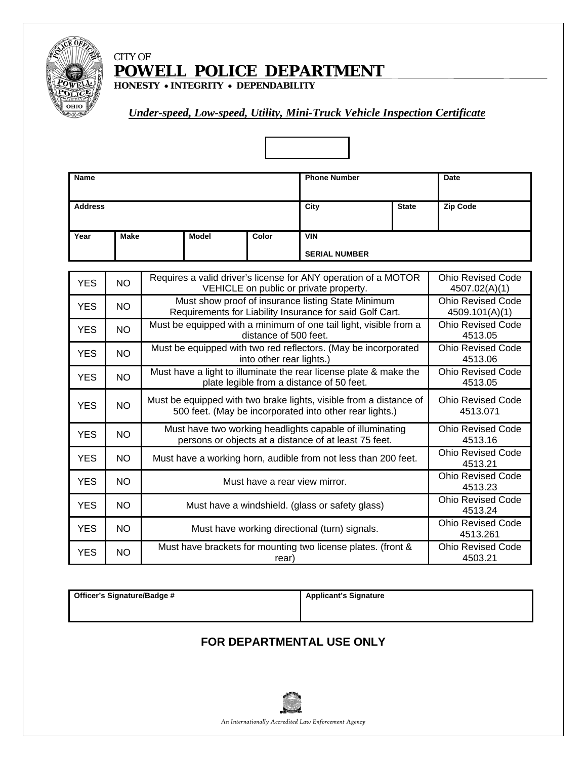CITY OF

# POWELL POLICE DEPARTMENT

**HONESTY • INTEGRITY • DEPENDABILITY**

***Under-speed, Low-speed, Utility, Mini-Truck Vehicle Inspection Certificate***

| | | | | | | |
|---|---|---|---|---|---|---|
| **Name** | | | | **Phone Number** | | **Date** |
| **Address** | | | | **City** | **State** | **Zip Code** |
| **Year** | **Make** | **Model** | **Color** | **VIN**<br><br>**SERIAL NUMBER** | | |

| | | | |
|---|---|---|---|
| YES | NO | Requires a valid driver's license for ANY operation of a MOTOR VEHICLE on public or private property. | Ohio Revised Code 4507.02(A)(1) |
| YES | NO | Must show proof of insurance listing State Minimum Requirements for Liability Insurance for said Golf Cart. | Ohio Revised Code 4509.101(A)(1) |
| YES | NO | Must be equipped with a minimum of one tail light, visible from a distance of 500 feet. | Ohio Revised Code 4513.05 |
| YES | NO | Must be equipped with two red reflectors. (May be incorporated into other rear lights.) | Ohio Revised Code 4513.06 |
| YES | NO | Must have a light to illuminate the rear license plate & make the plate legible from a distance of 50 feet. | Ohio Revised Code 4513.05 |
| YES | NO | Must be equipped with two brake lights, visible from a distance of 500 feet. (May be incorporated into other rear lights.) | Ohio Revised Code 4513.071 |
| YES | NO | Must have two working headlights capable of illuminating persons or objects at a distance of at least 75 feet. | Ohio Revised Code 4513.16 |
| YES | NO | Must have a working horn, audible from not less than 200 feet. | Ohio Revised Code 4513.21 |
| YES | NO | Must have a rear view mirror. | Ohio Revised Code 4513.23 |
| YES | NO | Must have a windshield. (glass or safety glass) | Ohio Revised Code 4513.24 |
| YES | NO | Must have working directional (turn) signals. | Ohio Revised Code 4513.261 |
| YES | NO | Must have brackets for mounting two license plates. (front & rear) | Ohio Revised Code 4503.21 |

| | |
|---|---|
| **Officer's Signature/Badge #** | **Applicant's Signature** |

**FOR DEPARTMENTAL USE ONLY**

*An Internationally Accredited Law Enforcement Agency*